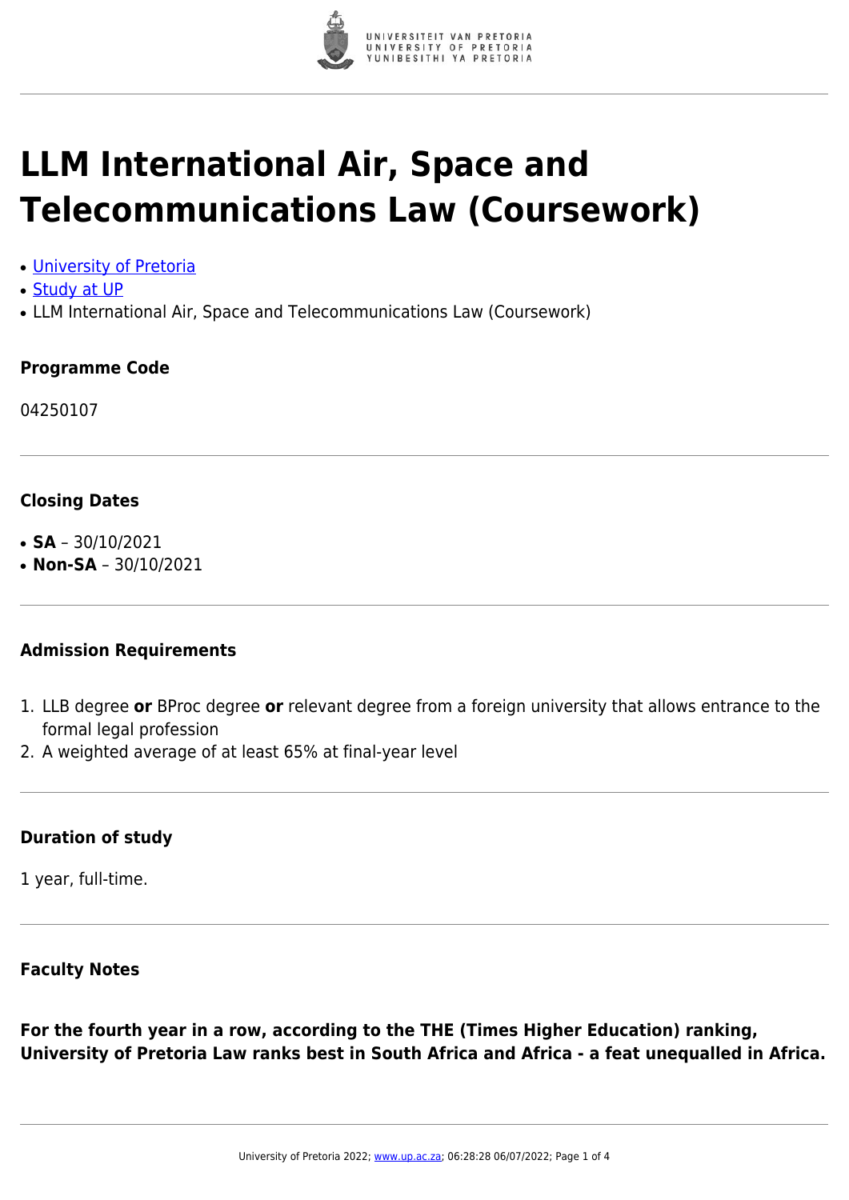# LLM International Air, Space and Telecommunications Law (Coursework)

- University of Pretoria
- Study at UP
- LLM International Air, Space and Telecommunications Law (Coursework)

### Programme Code

04250107

### Closing Dates

- **SA** – 30/10/2021
- **Non-SA** – 30/10/2021

### Admission Requirements

1. LLB degree **or** BProc degree **or** relevant degree from a foreign university that allows entrance to the formal legal profession
2. A weighted average of at least 65% at final-year level

### Duration of study

1 year, full-time.

### Faculty Notes

**For the fourth year in a row, according to the THE (Times Higher Education) ranking, University of Pretoria Law ranks best in South Africa and Africa - a feat unequalled in Africa.**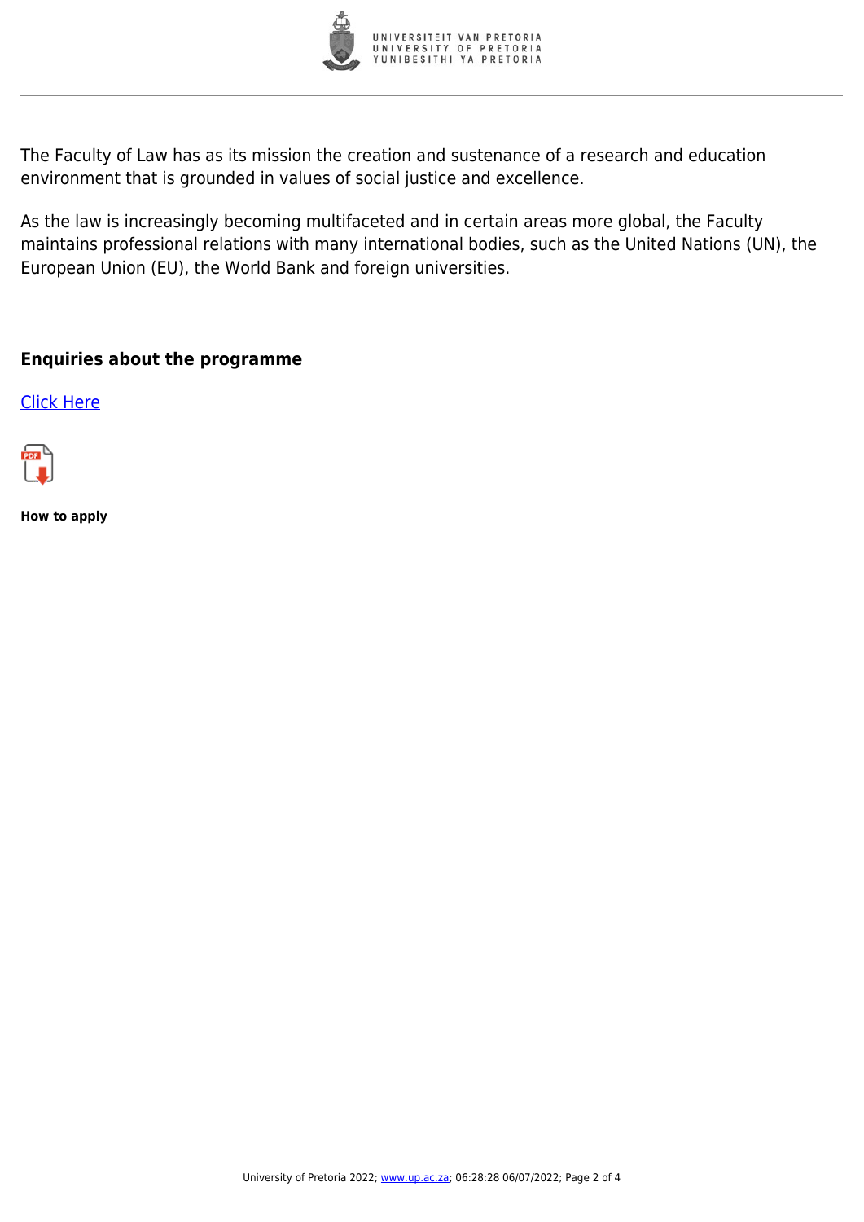The Faculty of Law has as its mission the creation and sustenance of a research and education environment that is grounded in values of social justice and excellence.

As the law is increasingly becoming multifaceted and in certain areas more global, the Faculty maintains professional relations with many international bodies, such as the United Nations (UN), the European Union (EU), the World Bank and foreign universities.

---

### Enquiries about the programme

[Click Here]

---

**How to apply**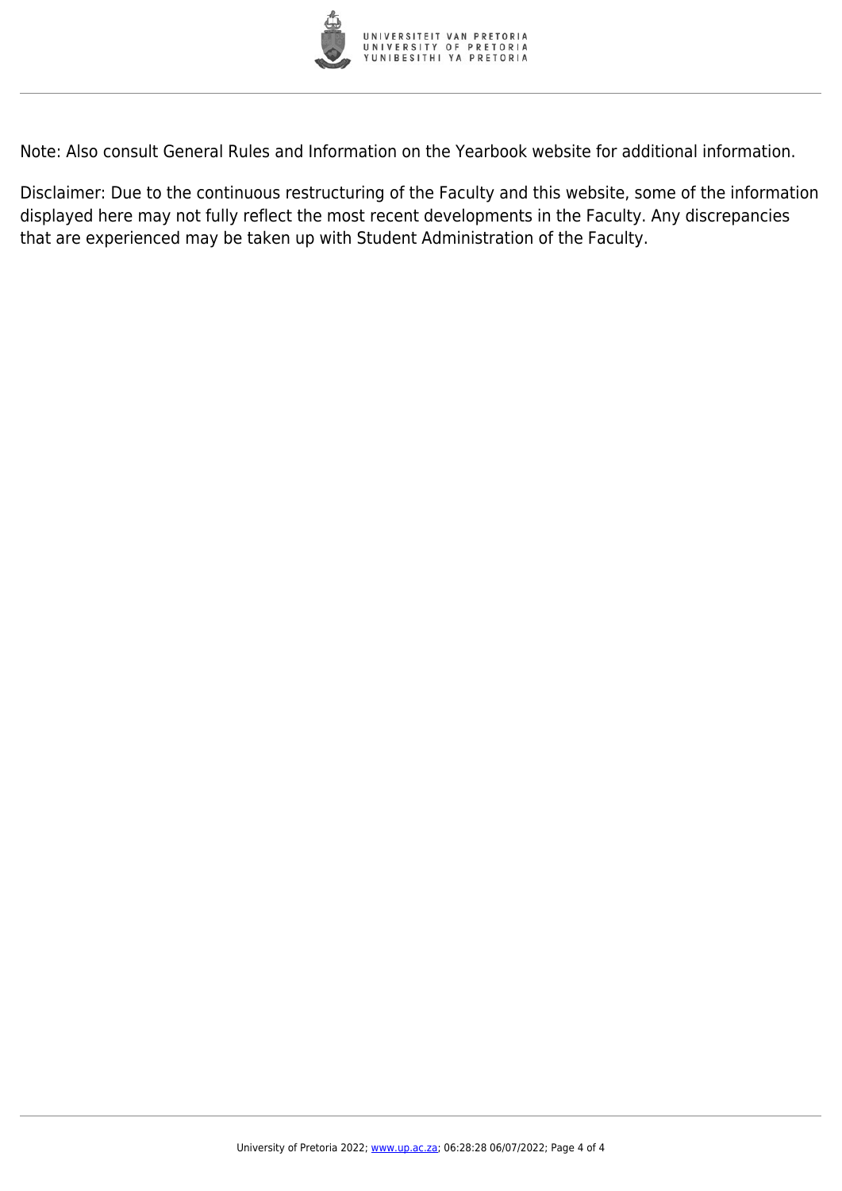Note: Also consult General Rules and Information on the Yearbook website for additional information.

Disclaimer: Due to the continuous restructuring of the Faculty and this website, some of the information displayed here may not fully reflect the most recent developments in the Faculty. Any discrepancies that are experienced may be taken up with Student Administration of the Faculty.